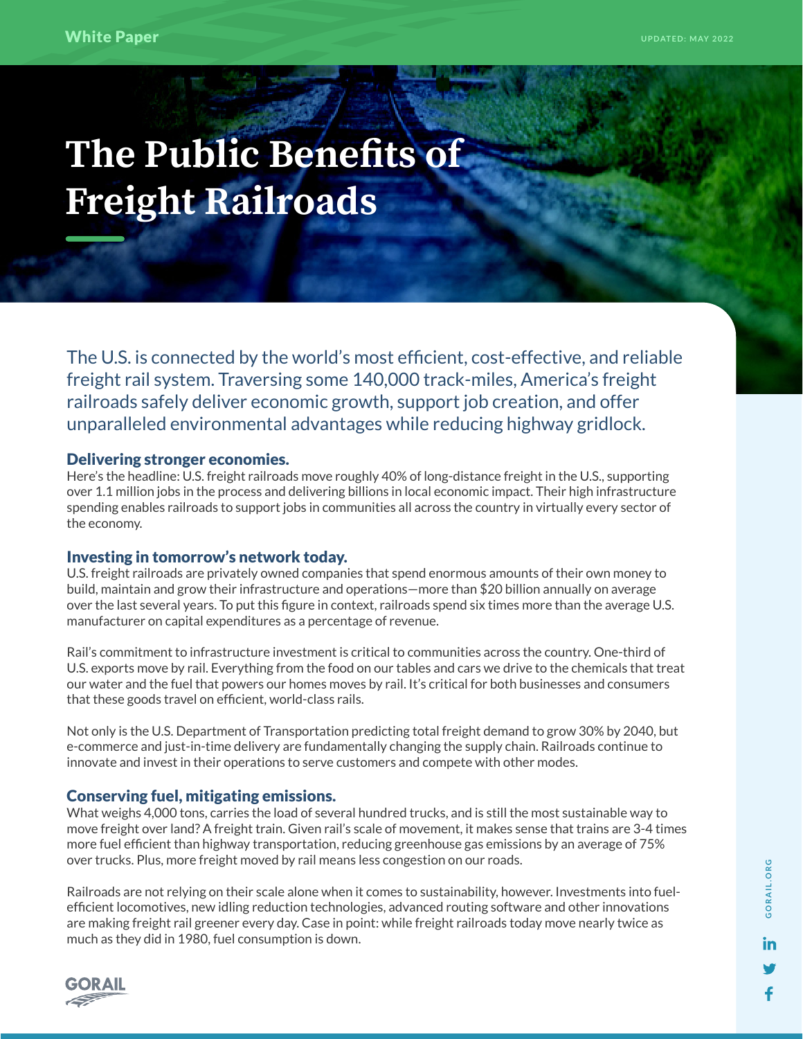White Paper

UPDATED: MAY 2022

# The Public Benefits of Freight Railroads

The U.S. is connected by the world's most efficient, cost-effective, and reliable freight rail system. Traversing some 140,000 track-miles, America's freight railroads safely deliver economic growth, support job creation, and offer unparalleled environmental advantages while reducing highway gridlock.

## Delivering stronger economies.

Here's the headline: U.S. freight railroads move roughly 40% of long-distance freight in the U.S., supporting over 1.1 million jobs in the process and delivering billions in local economic impact. Their high infrastructure spending enables railroads to support jobs in communities all across the country in virtually every sector of the economy.

## Investing in tomorrow's network today.

U.S. freight railroads are privately owned companies that spend enormous amounts of their own money to build, maintain and grow their infrastructure and operations—more than $20 billion annually on average over the last several years. To put this figure in context, railroads spend six times more than the average U.S. manufacturer on capital expenditures as a percentage of revenue.

Rail's commitment to infrastructure investment is critical to communities across the country. One-third of U.S. exports move by rail. Everything from the food on our tables and cars we drive to the chemicals that treat our water and the fuel that powers our homes moves by rail. It's critical for both businesses and consumers that these goods travel on efficient, world-class rails.

Not only is the U.S. Department of Transportation predicting total freight demand to grow 30% by 2040, but e-commerce and just-in-time delivery are fundamentally changing the supply chain. Railroads continue to innovate and invest in their operations to serve customers and compete with other modes.

## Conserving fuel, mitigating emissions.

What weighs 4,000 tons, carries the load of several hundred trucks, and is still the most sustainable way to move freight over land? A freight train. Given rail's scale of movement, it makes sense that trains are 3-4 times more fuel efficient than highway transportation, reducing greenhouse gas emissions by an average of 75% over trucks. Plus, more freight moved by rail means less congestion on our roads.

Railroads are not relying on their scale alone when it comes to sustainability, however. Investments into fuel-efficient locomotives, new idling reduction technologies, advanced routing software and other innovations are making freight rail greener every day. Case in point: while freight railroads today move nearly twice as much as they did in 1980, fuel consumption is down.

GORAIL.ORG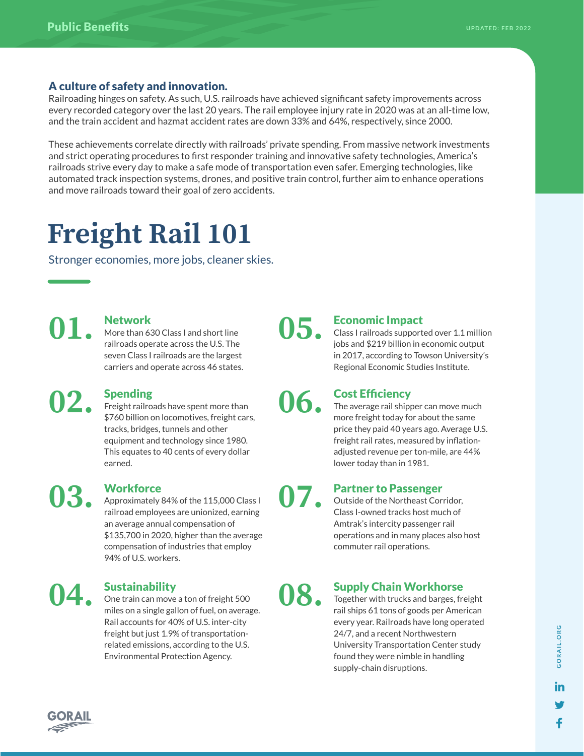## A culture of safety and innovation.

Railroading hinges on safety. As such, U.S. railroads have achieved significant safety improvements across every recorded category over the last 20 years. The rail employee injury rate in 2020 was at an all-time low, and the train accident and hazmat accident rates are down 33% and 64%, respectively, since 2000.

These achievements correlate directly with railroads' private spending. From massive network investments and strict operating procedures to first responder training and innovative safety technologies, America's railroads strive every day to make a safe mode of transportation even safer. Emerging technologies, like automated track inspection systems, drones, and positive train control, further aim to enhance operations and move railroads toward their goal of zero accidents.

# Freight Rail 101

Stronger economies, more jobs, cleaner skies.

### 01. Network

More than 630 Class I and short line railroads operate across the U.S. The seven Class I railroads are the largest carriers and operate across 46 states.

### 02. Spending

Freight railroads have spent more than $760 billion on locomotives, freight cars, tracks, bridges, tunnels and other equipment and technology since 1980. This equates to 40 cents of every dollar earned.

### 03. Workforce

Approximately 84% of the 115,000 Class I railroad employees are unionized, earning an average annual compensation of $135,700 in 2020, higher than the average compensation of industries that employ 94% of U.S. workers.

### 04. Sustainability

One train can move a ton of freight 500 miles on a single gallon of fuel, on average. Rail accounts for 40% of U.S. inter-city freight but just 1.9% of transportation-related emissions, according to the U.S. Environmental Protection Agency.

### 05. Economic Impact

Class I railroads supported over 1.1 million jobs and $219 billion in economic output in 2017, according to Towson University's Regional Economic Studies Institute.

### 06. Cost Efficiency

The average rail shipper can move much more freight today for about the same price they paid 40 years ago. Average U.S. freight rail rates, measured by inflation-adjusted revenue per ton-mile, are 44% lower today than in 1981.

### 07. Partner to Passenger

Outside of the Northeast Corridor, Class I-owned tracks host much of Amtrak's intercity passenger rail operations and in many places also host commuter rail operations.

### 08. Supply Chain Workhorse

Together with trucks and barges, freight rail ships 61 tons of goods per American every year. Railroads have long operated 24/7, and a recent Northwestern University Transportation Center study found they were nimble in handling supply-chain disruptions.